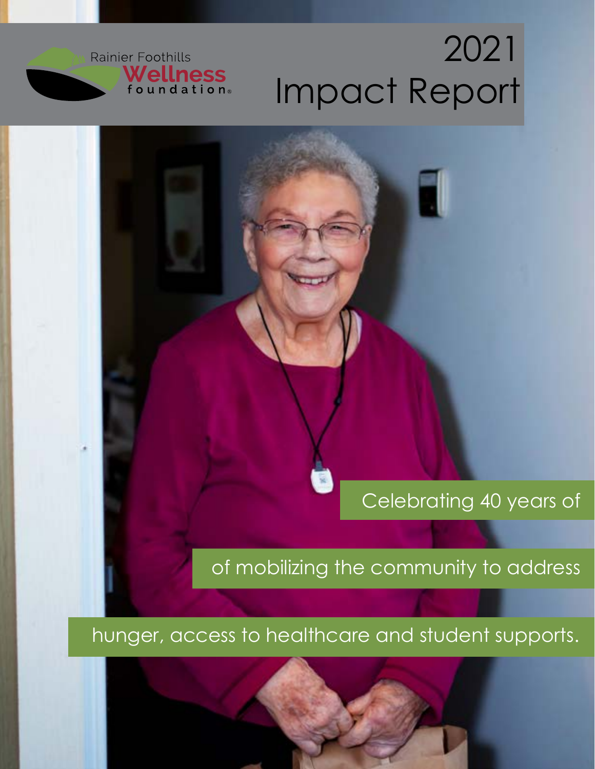Rainier Foothills Wellness foundation

# 2021 Impact Report

Celebrating 40 years of

of mobilizing the community to address

hunger, access to healthcare and student supports.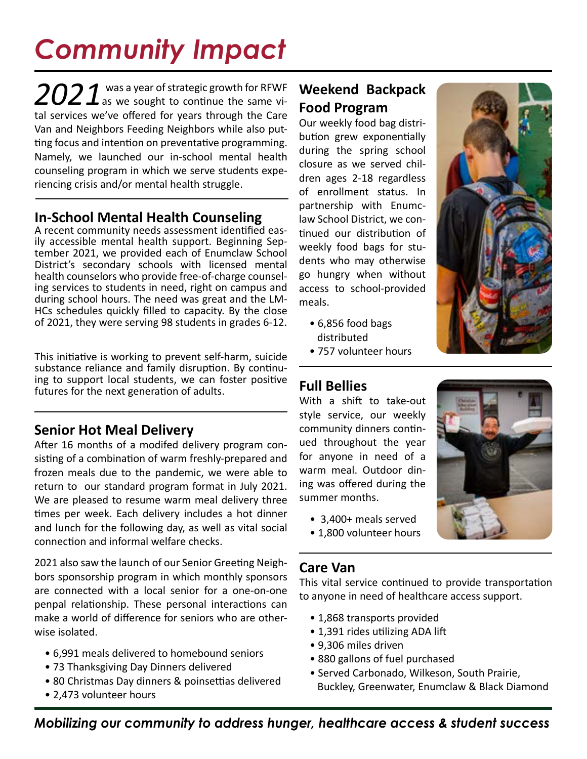# Community Impact

**2021** was a year of strategic growth for RFWF as we sought to continue the same vital services we've offered for years through the Care Van and Neighbors Feeding Neighbors while also putting focus and intention on preventative programming. Namely, we launched our in-school mental health counseling program in which we serve students experiencing crisis and/or mental health struggle.

## In-School Mental Health Counseling

A recent community needs assessment identified easily accessible mental health support. Beginning September 2021, we provided each of Enumclaw School District's secondary schools with licensed mental health counselors who provide free-of-charge counseling services to students in need, right on campus and during school hours. The need was great and the LMHCs schedules quickly filled to capacity. By the close of 2021, they were serving 98 students in grades 6-12.

This initiative is working to prevent self-harm, suicide substance reliance and family disruption. By continuing to support local students, we can foster positive futures for the next generation of adults.

## Senior Hot Meal Delivery

After 16 months of a modifed delivery program consisting of a combination of warm freshly-prepared and frozen meals due to the pandemic, we were able to return to our standard program format in July 2021. We are pleased to resume warm meal delivery three times per week. Each delivery includes a hot dinner and lunch for the following day, as well as vital social connection and informal welfare checks.

2021 also saw the launch of our Senior Greeting Neighbors sponsorship program in which monthly sponsors are connected with a local senior for a one-on-one penpal relationship. These personal interactions can make a world of difference for seniors who are otherwise isolated.

- 6,991 meals delivered to homebound seniors
- 73 Thanksgiving Day Dinners delivered
- 80 Christmas Day dinners & poinsettias delivered
- 2,473 volunteer hours

## Weekend Backpack Food Program

Our weekly food bag distribution grew exponentially during the spring school closure as we served children ages 2-18 regardless of enrollment status. In partnership with Enumclaw School District, we continued our distribution of weekly food bags for students who may otherwise go hungry when without access to school-provided meals.

- 6,856 food bags distributed
- 757 volunteer hours

## Full Bellies

With a shift to take-out style service, our weekly community dinners continued throughout the year for anyone in need of a warm meal. Outdoor dining was offered during the summer months.

- 3,400+ meals served
- 1,800 volunteer hours

## Care Van

This vital service continued to provide transportation to anyone in need of healthcare access support.

- 1,868 transports provided
- 1,391 rides utilizing ADA lift
- 9,306 miles driven
- 880 gallons of fuel purchased
- Served Carbonado, Wilkeson, South Prairie, Buckley, Greenwater, Enumclaw & Black Diamond

*Mobilizing our community to address hunger, healthcare access & student success*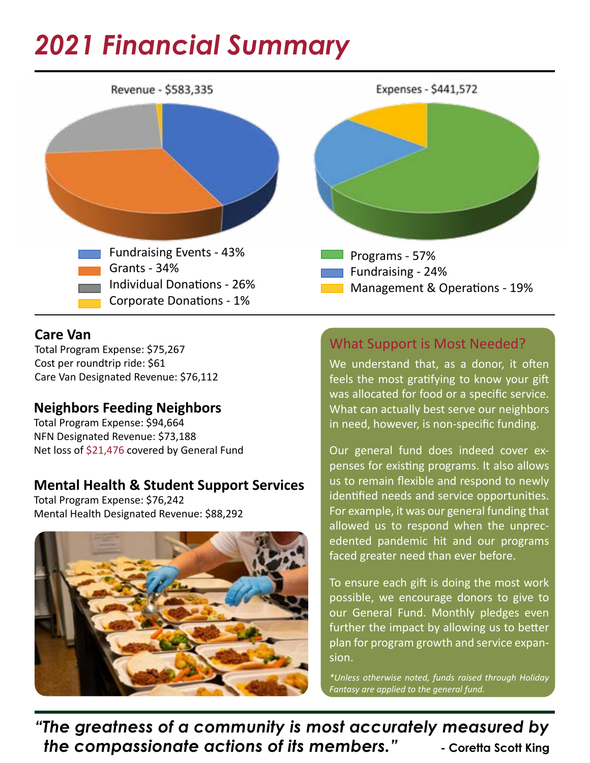# 2021 Financial Summary

Revenue - $583,335

- Fundraising Events - 43%
- Grants - 34%
- Individual Donations - 26%
- Corporate Donations - 1%

Expenses - $441,572

- Programs - 57%
- Fundraising - 24%
- Management & Operations - 19%

### Care Van

Total Program Expense: $75,267
Cost per roundtrip ride: $61
Care Van Designated Revenue: $76,112

### Neighbors Feeding Neighbors

Total Program Expense: $94,664
NFN Designated Revenue: $73,188
Net loss of $21,476 covered by General Fund

### Mental Health & Student Support Services

Total Program Expense: $76,242
Mental Health Designated Revenue: $88,292

## What Support is Most Needed?

We understand that, as a donor, it often feels the most gratifying to know your gift was allocated for food or a specific service. What can actually best serve our neighbors in need, however, is non-specific funding.

Our general fund does indeed cover expenses for existing programs. It also allows us to remain flexible and respond to newly identified needs and service opportunities. For example, it was our general funding that allowed us to respond when the unprecedented pandemic hit and our programs faced greater need than ever before.

To ensure each gift is doing the most work possible, we encourage donors to give to our General Fund. Monthly pledges even further the impact by allowing us to better plan for program growth and service expansion.

*\*Unless otherwise noted, funds raised through Holiday Fantasy are applied to the general fund.*

***"The greatness of a community is most accurately measured by the compassionate actions of its members."*** **- Coretta Scott King**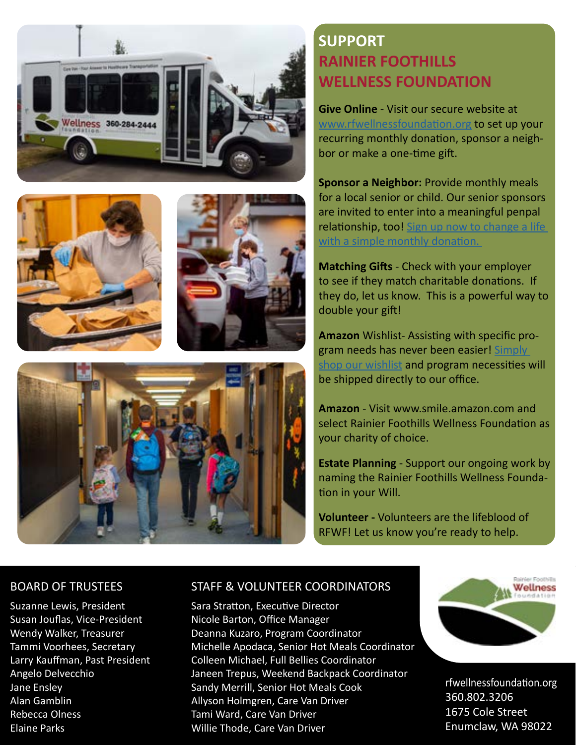## SUPPORT RAINIER FOOTHILLS WELLNESS FOUNDATION

**Give Online** - Visit our secure website at www.rfwellnessfoundation.org to set up your recurring monthly donation, sponsor a neighbor or make a one-time gift.

**Sponsor a Neighbor:** Provide monthly meals for a local senior or child. Our senior sponsors are invited to enter into a meaningful penpal relationship, too! Sign up now to change a life with a simple monthly donation.

**Matching Gifts** - Check with your employer to see if they match charitable donations. If they do, let us know. This is a powerful way to double your gift!

**Amazon** Wishlist- Assisting with specific program needs has never been easier! Simply shop our wishlist and program necessities will be shipped directly to our office.

**Amazon** - Visit www.smile.amazon.com and select Rainier Foothills Wellness Foundation as your charity of choice.

**Estate Planning** - Support our ongoing work by naming the Rainier Foothills Wellness Foundation in your Will.

**Volunteer -** Volunteers are the lifeblood of RFWF! Let us know you're ready to help.

### BOARD OF TRUSTEES

Suzanne Lewis, President
Susan Jouflas, Vice-President
Wendy Walker, Treasurer
Tammi Voorhees, Secretary
Larry Kauffman, Past President
Angelo Delvecchio
Jane Ensley
Alan Gamblin
Rebecca Olness
Elaine Parks

### STAFF & VOLUNTEER COORDINATORS

Sara Stratton, Executive Director
Nicole Barton, Office Manager
Deanna Kuzaro, Program Coordinator
Michelle Apodaca, Senior Hot Meals Coordinator
Colleen Michael, Full Bellies Coordinator
Janeen Trepus, Weekend Backpack Coordinator
Sandy Merrill, Senior Hot Meals Cook
Allyson Holmgren, Care Van Driver
Tami Ward, Care Van Driver
Willie Thode, Care Van Driver

rfwellnessfoundation.org
360.802.3206
1675 Cole Street
Enumclaw, WA 98022